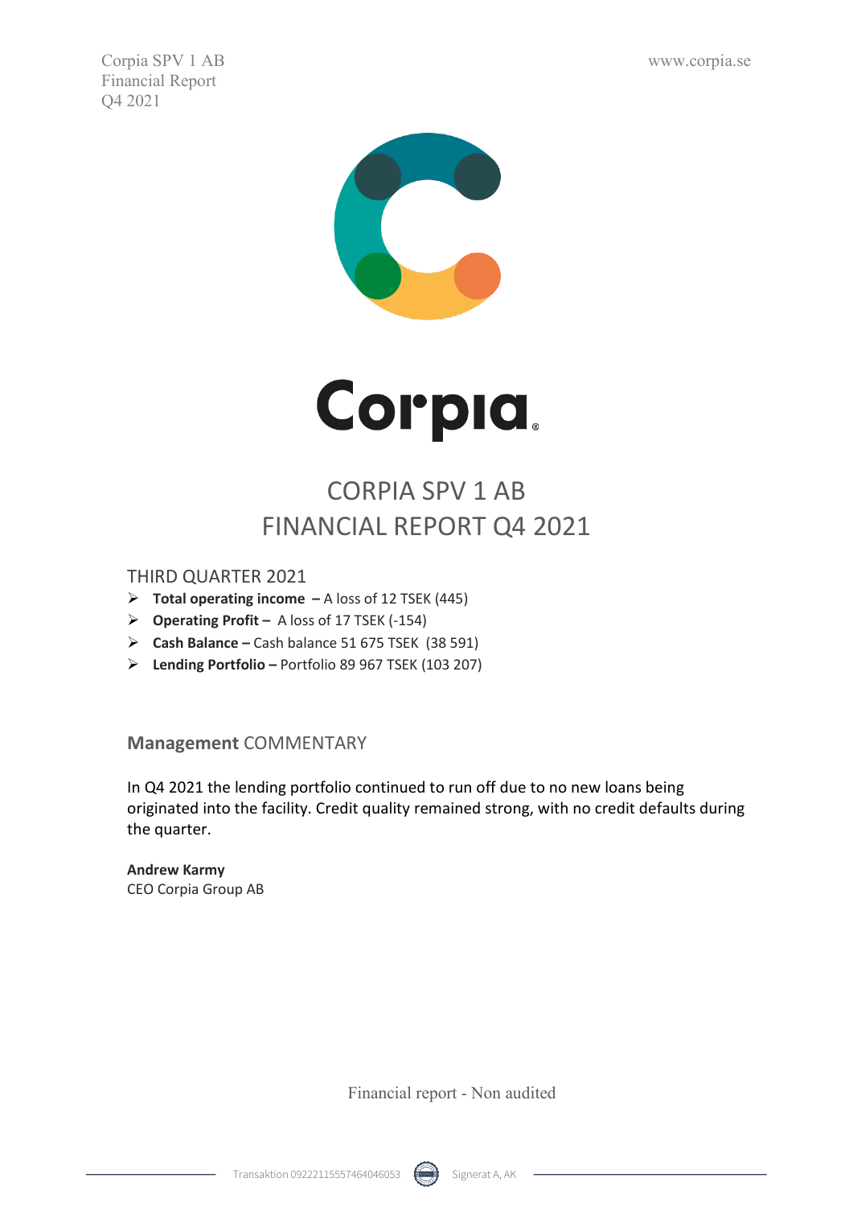# CORPIA SPV 1 AB
# FINANCIAL REPORT Q4 2021

## THIRD QUARTER 2021

- **Total operating income –** A loss of 12 TSEK (445)
- **Operating Profit –** A loss of 17 TSEK (-154)
- **Cash Balance –** Cash balance 51 675 TSEK (38 591)
- **Lending Portfolio –** Portfolio 89 967 TSEK (103 207)

## **Management** COMMENTARY

In Q4 2021 the lending portfolio continued to run off due to no new loans being originated into the facility. Credit quality remained strong, with no credit defaults during the quarter.

**Andrew Karmy**
CEO Corpia Group AB

Financial report - Non audited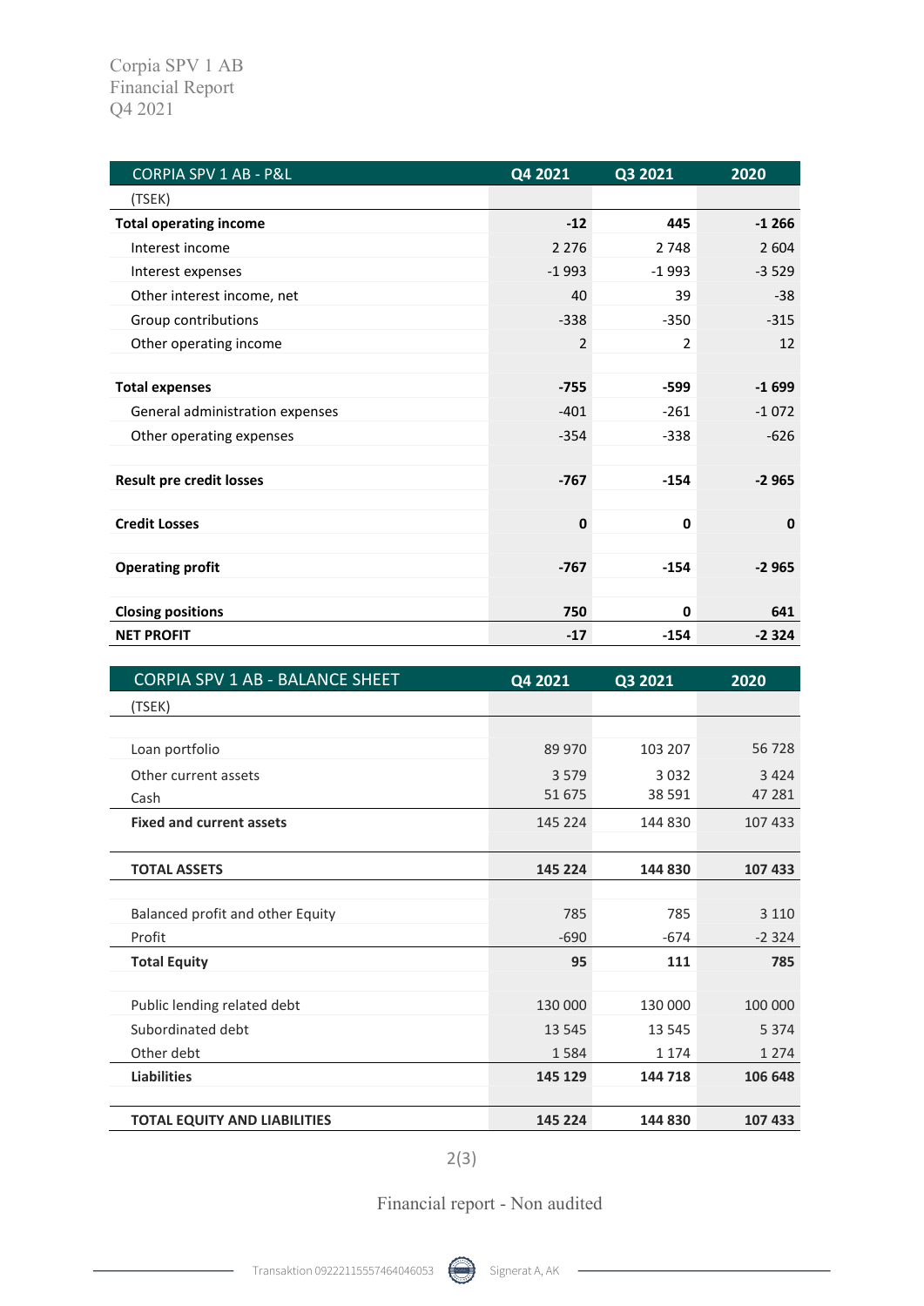Corpia SPV 1 AB
Financial Report
Q4 2021

| CORPIA SPV 1 AB - P&L | Q4 2021 | Q3 2021 | 2020 |
|---|---|---|---|
| (TSEK) | | | |
| **Total operating income** | **-12** | **445** | **-1 266** |
| Interest income | 2 276 | 2 748 | 2 604 |
| Interest expenses | -1 993 | -1 993 | -3 529 |
| Other interest income, net | 40 | 39 | -38 |
| Group contributions | -338 | -350 | -315 |
| Other operating income | 2 | 2 | 12 |
| | | | |
| **Total expenses** | **-755** | **-599** | **-1 699** |
| General administration expenses | -401 | -261 | -1 072 |
| Other operating expenses | -354 | -338 | -626 |
| | | | |
| **Result pre credit losses** | **-767** | **-154** | **-2 965** |
| | | | |
| **Credit Losses** | **0** | **0** | **0** |
| | | | |
| **Operating profit** | **-767** | **-154** | **-2 965** |
| | | | |
| **Closing positions** | **750** | **0** | **641** |
| **NET PROFIT** | **-17** | **-154** | **-2 324** |

| CORPIA SPV 1 AB - BALANCE SHEET | Q4 2021 | Q3 2021 | 2020 |
|---|---|---|---|
| (TSEK) | | | |
| | | | |
| Loan portfolio | 89 970 | 103 207 | 56 728 |
| Other current assets | 3 579 | 3 032 | 3 424 |
| Cash | 51 675 | 38 591 | 47 281 |
| **Fixed and current assets** | 145 224 | 144 830 | 107 433 |
| | | | |
| **TOTAL ASSETS** | **145 224** | **144 830** | **107 433** |
| | | | |
| Balanced profit and other Equity | 785 | 785 | 3 110 |
| Profit | -690 | -674 | -2 324 |
| **Total Equity** | **95** | **111** | **785** |
| | | | |
| Public lending related debt | 130 000 | 130 000 | 100 000 |
| Subordinated debt | 13 545 | 13 545 | 5 374 |
| Other debt | 1 584 | 1 174 | 1 274 |
| **Liabilities** | **145 129** | **144 718** | **106 648** |
| | | | |
| **TOTAL EQUITY AND LIABILITIES** | **145 224** | **144 830** | **107 433** |

Financial report - Non audited

Transaktion 09222115557464046053 Signerat A, AK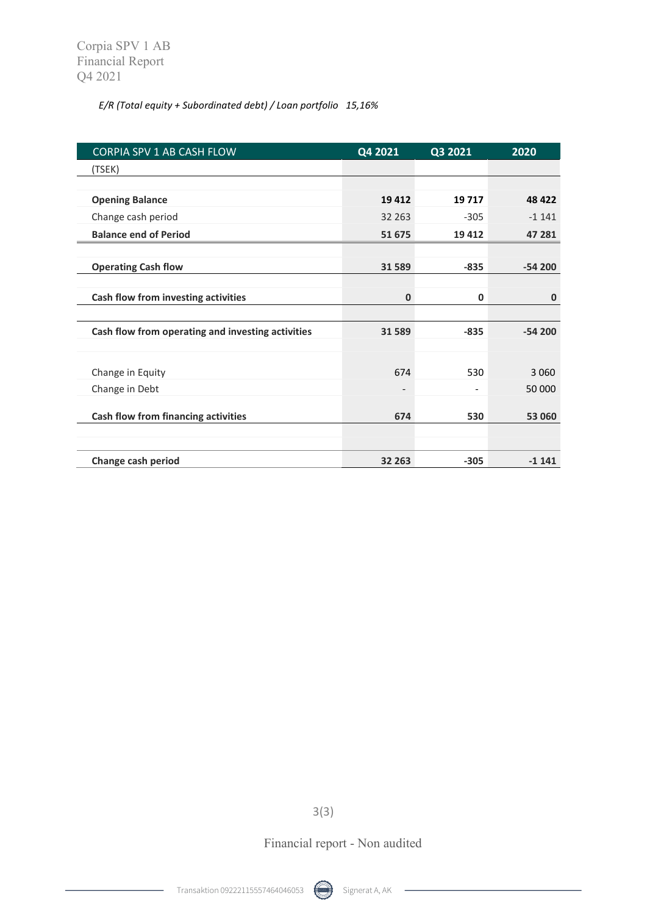*E/R (Total equity + Subordinated debt) / Loan portfolio   15,16%*

| CORPIA SPV 1 AB CASH FLOW | Q4 2021 | Q3 2021 | 2020 |
|---|---|---|---|
| (TSEK) | | | |
| | | | |
| **Opening Balance** | **19 412** | **19 717** | **48 422** |
| Change cash period | 32 263 | -305 | -1 141 |
| **Balance end of Period** | **51 675** | **19 412** | **47 281** |
| | | | |
| **Operating Cash flow** | **31 589** | **-835** | **-54 200** |
| | | | |
| **Cash flow from investing activities** | **0** | **0** | **0** |
| | | | |
| **Cash flow from operating and investing activities** | **31 589** | **-835** | **-54 200** |
| | | | |
| Change in Equity | 674 | 530 | 3 060 |
| Change in Debt | - | - | 50 000 |
| **Cash flow from financing activities** | **674** | **530** | **53 060** |
| | | | |
| **Change cash period** | **32 263** | **-305** | **-1 141** |

Financial report - Non audited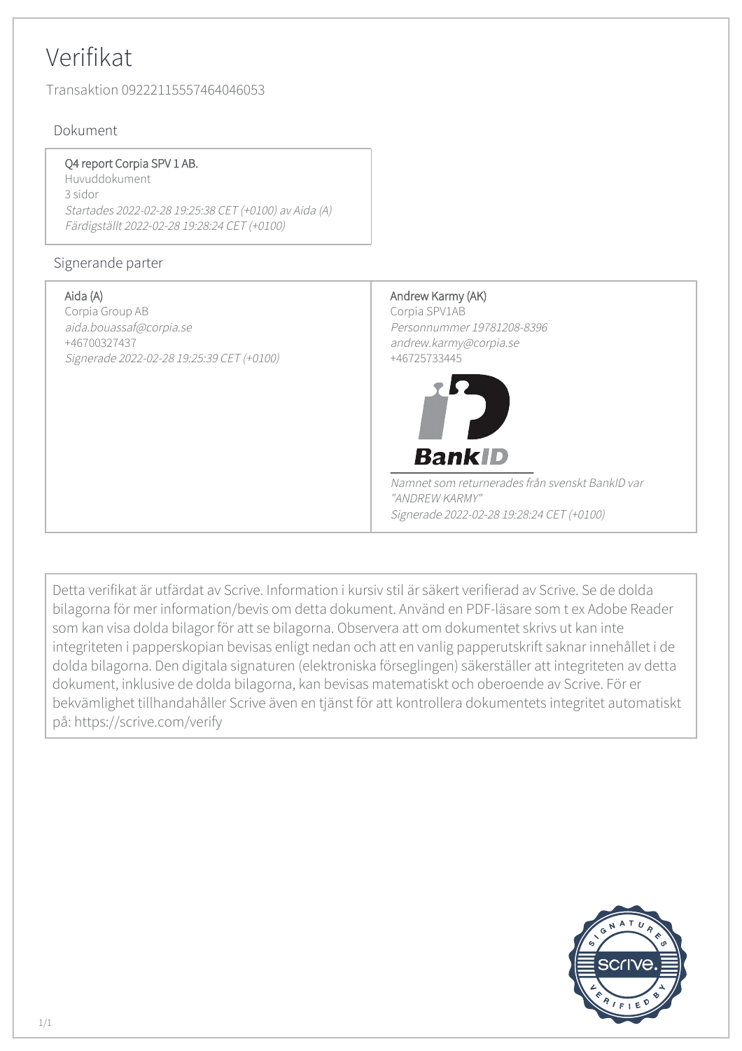# Verifikat

Transaktion 09222115557464046053

## Dokument

Q4 report Corpia SPV 1 AB.
Huvuddokument
3 sidor
*Startades 2022-02-28 19:25:38 CET (+0100) av Aida (A)*
*Färdigställt 2022-02-28 19:28:24 CET (+0100)*

## Signerande parter

**Aida (A)**
Corpia Group AB
*aida.bouassaf@corpia.se*
+46700327437
*Signerade 2022-02-28 19:25:39 CET (+0100)*

**Andrew Karmy (AK)**
Corpia SPV1AB
*Personnummer 19781208-8396*
*andrew.karmy@corpia.se*
+46725733445

BankID

*Namnet som returnerades från svenskt BankID var "ANDREW KARMY"*
*Signerade 2022-02-28 19:28:24 CET (+0100)*

Detta verifikat är utfärdat av Scrive. Information i kursiv stil är säkert verifierad av Scrive. Se de dolda bilagorna för mer information/bevis om detta dokument. Använd en PDF-läsare som t ex Adobe Reader som kan visa dolda bilagor för att se bilagorna. Observera att om dokumentet skrivs ut kan inte integriteten i papperskopian bevisas enligt nedan och att en vanlig papperutskrift saknar innehållet i de dolda bilagorna. Den digitala signaturen (elektroniska förseglingen) säkerställer att integriteten av detta dokument, inklusive de dolda bilagorna, kan bevisas matematiskt och oberoende av Scrive. För er bekvämlighet tillhandahåller Scrive även en tjänst för att kontrollera dokumentets integritet automatiskt på: https://scrive.com/verify